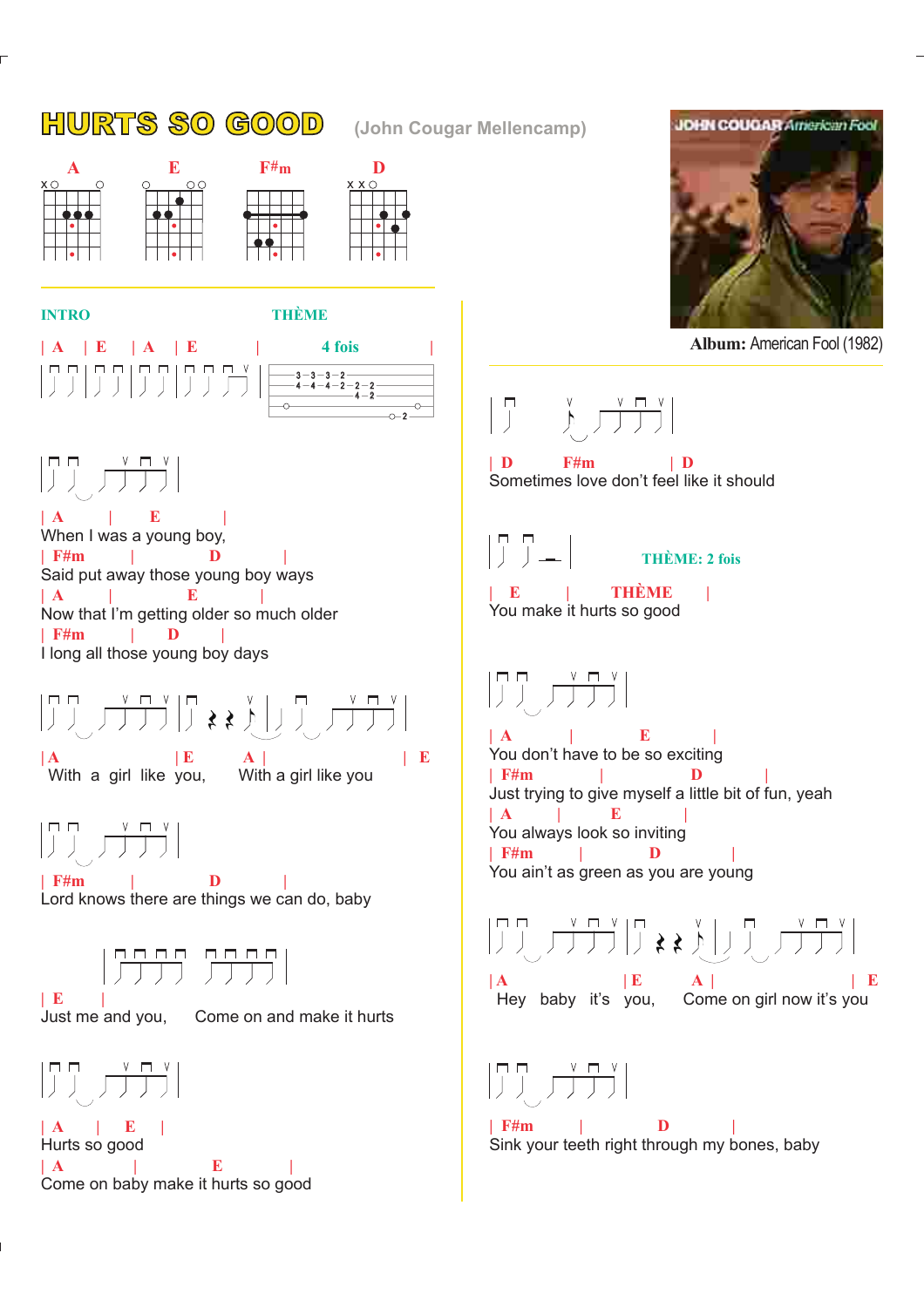# HURTS SO GOOD

(John Cougar Mellencamp)

A E F#m D

**Album:** American Fool (1982)

**INTRO**

| A | E | A | E |

**THÈME**

4 fois

```
--3--3--3--2----------
--4--4--4--2--2--2----
--------------4--2----
----------------------
----------------------
-------------------2--
```

| A | E |
When I was a young boy,
| F#m | D |
Said put away those young boy ways
| A | E |
Now that I'm getting older so much older
| F#m | D |
I long all those young boy days

| A | E A | | E
With a girl like you, With a girl like you

| F#m | D |
Lord knows there are things we can do, baby

| E |
Just me and you, Come on and make it hurts

| A | E |
Hurts so good
| A | E |
Come on baby make it hurts so good

| D F#m | D
Sometimes love don't feel like it should

THÈME: 2 fois

| E | THÈME |
You make it hurts so good

| A | E |
You don't have to be so exciting
| F#m | D |
Just trying to give myself a little bit of fun, yeah
| A | E |
You always look so inviting
| F#m | D |
You ain't as green as you are young

| A | E A | | E
Hey baby it's you, Come on girl now it's you

| F#m | D |
Sink your teeth right through my bones, baby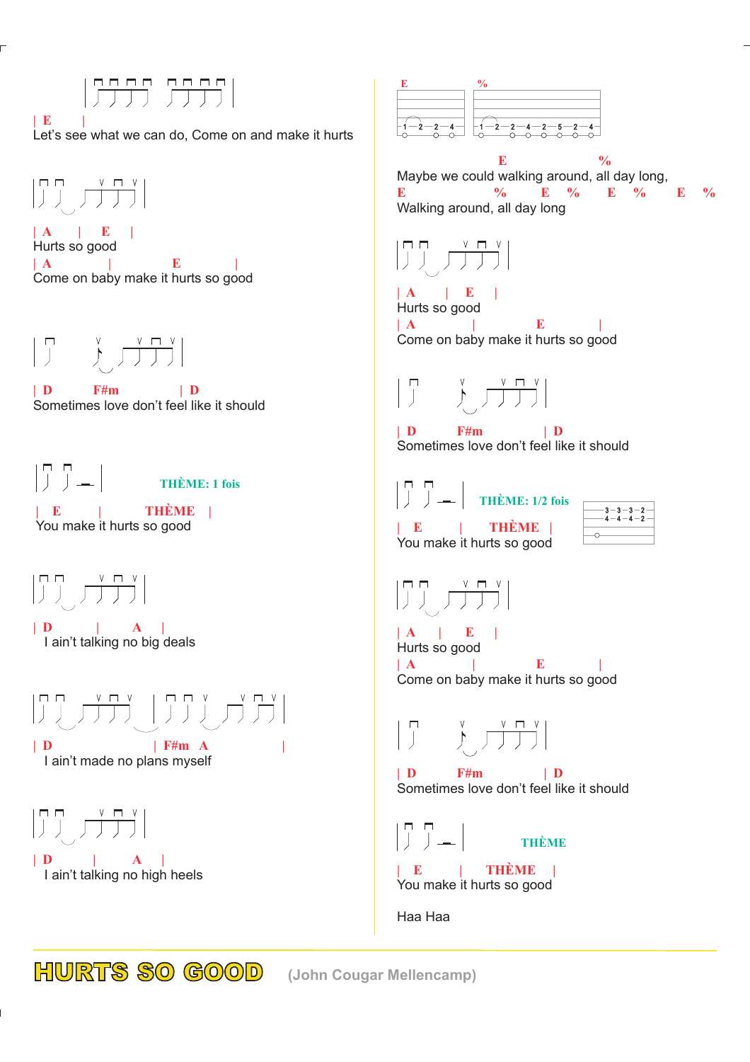| E |
Let's see what we can do, Come on and make it hurts

| A | E |
Hurts so good
| A | E |
Come on baby make it hurts so good

| D F#m | D
Sometimes love don't feel like it should

THÈME: 1 fois

| E | THÈME |
You make it hurts so good

| D | A |
I ain't talking no big deals

| D | F#m A |
I ain't made no plans myself

| D | A |
I ain't talking no high heels

E %

1—2—2—4

1—2—2—4—2—5—2—4

E %
Maybe we could walking around, all day long,
E % E % E % E %
Walking around, all day long

| A | E |
Hurts so good
| A | E |
Come on baby make it hurts so good

| D F#m | D
Sometimes love don't feel like it should

THÈME: 1/2 fois

3—3—3—2
4—4—4—2

| E | THÈME |
You make it hurts so good

| A | E |
Hurts so good
| A | E |
Come on baby make it hurts so good

| D F#m | D
Sometimes love don't feel like it should

THÈME

| E | THÈME |
You make it hurts so good

Haa Haa

# HURTS SO GOOD

(John Cougar Mellencamp)